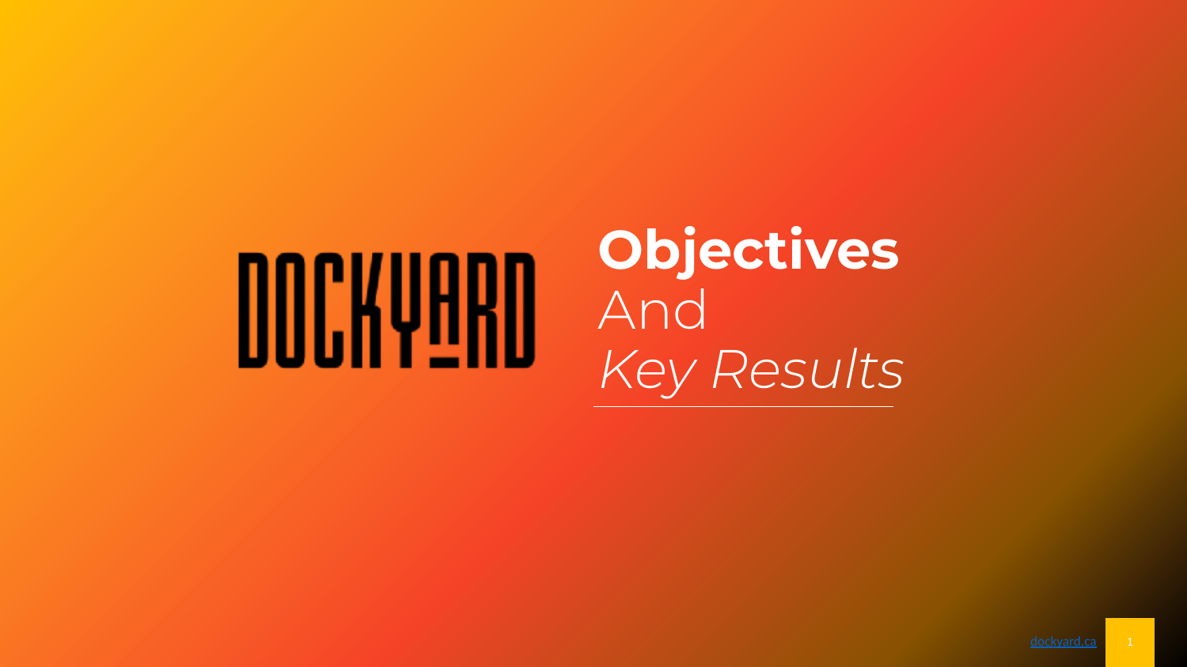DOCKYARD

# **Objectives**
# And
# *Key Results*

[dockyard.ca](dockyard.ca)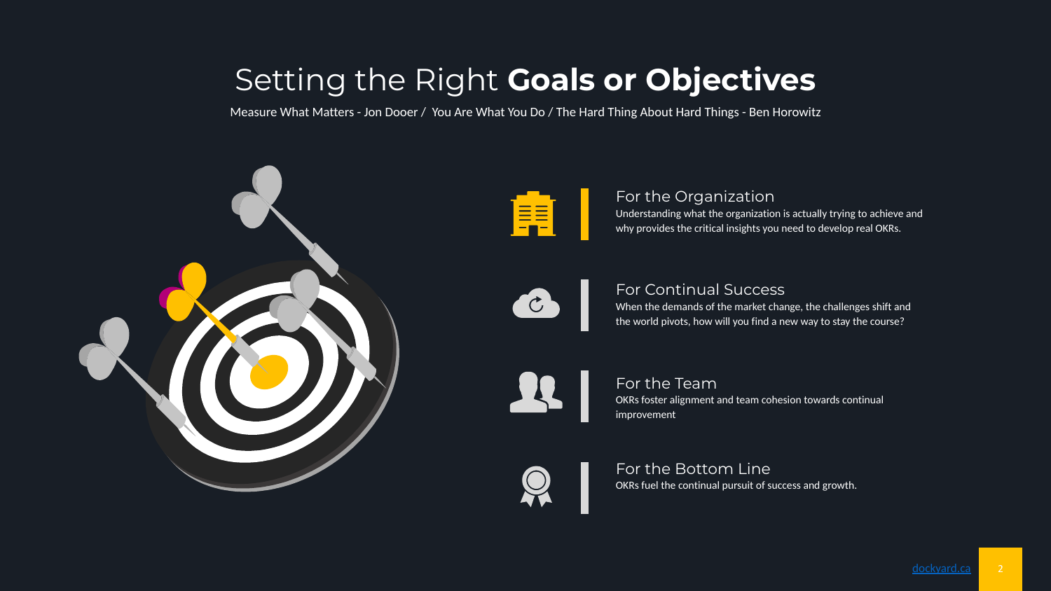# Setting the Right **Goals or Objectives**

Measure What Matters - Jon Dooer / You Are What You Do / The Hard Thing About Hard Things - Ben Horowitz

### For the Organization

Understanding what the organization is actually trying to achieve and why provides the critical insights you need to develop real OKRs.

### For Continual Success

When the demands of the market change, the challenges shift and the world pivots, how will you find a new way to stay the course?

### For the Team

OKRs foster alignment and team cohesion towards continual improvement

### For the Bottom Line

OKRs fuel the continual pursuit of success and growth.

dockyard.ca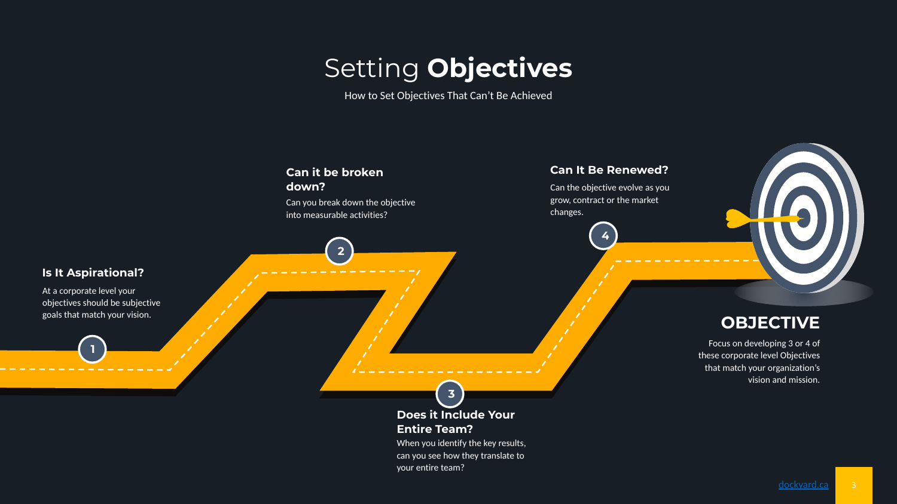# Setting **Objectives**

How to Set Objectives That Can't Be Achieved

### 1. Is It Aspirational?

At a corporate level your objectives should be subjective goals that match your vision.

### 2. Can it be broken down?

Can you break down the objective into measurable activities?

### 3. Does it Include Your Entire Team?

When you identify the key results, can you see how they translate to your entire team?

### 4. Can It Be Renewed?

Can the objective evolve as you grow, contract or the market changes.

## OBJECTIVE

Focus on developing 3 or 4 of these corporate level Objectives that match your organization's vision and mission.

[dockyard.ca](dockyard.ca)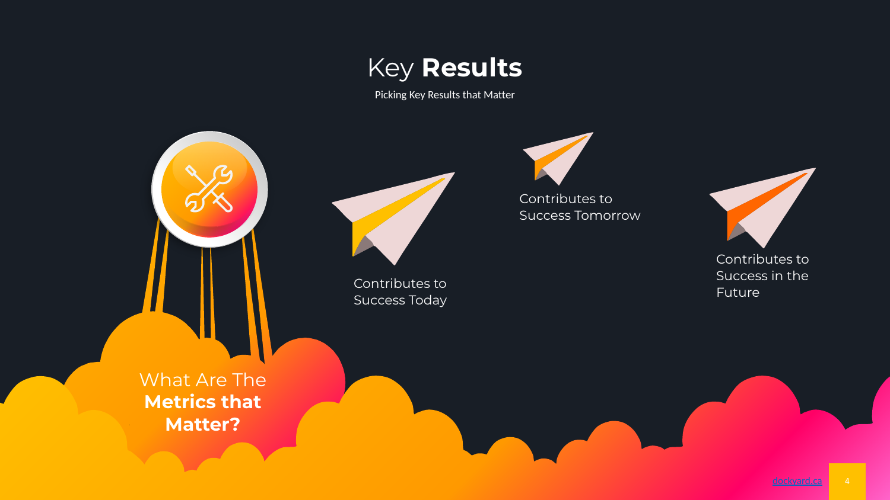# Key **Results**

Picking Key Results that Matter

What Are The **Metrics that Matter?**

Contributes to Success Today

Contributes to Success Tomorrow

Contributes to Success in the Future

dockyard.ca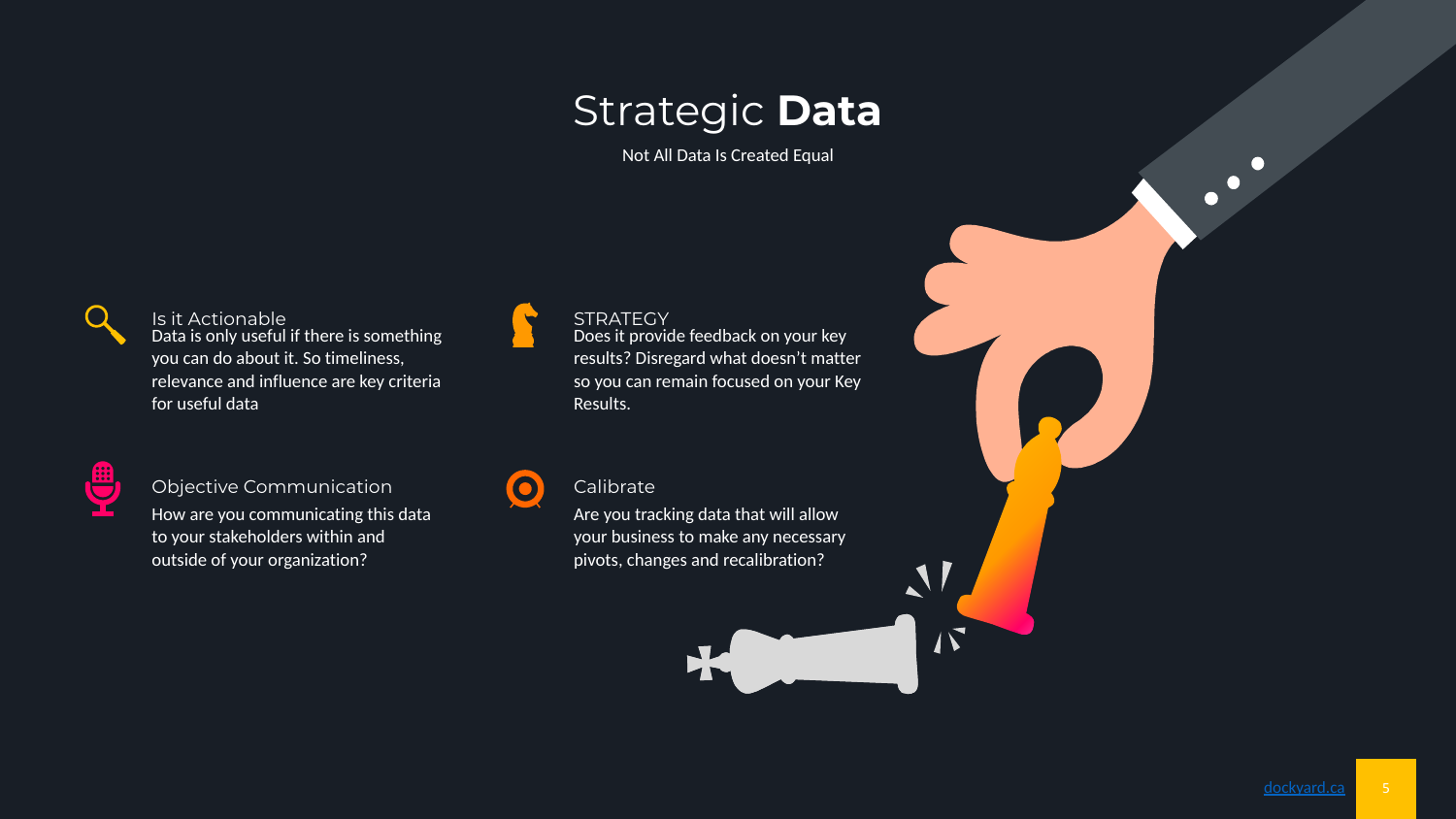# Strategic **Data**

Not All Data Is Created Equal

### Is it Actionable

Data is only useful if there is something you can do about it. So timeliness, relevance and influence are key criteria for useful data

### STRATEGY

Does it provide feedback on your key results? Disregard what doesn't matter so you can remain focused on your Key Results.

### Objective Communication

How are you communicating this data to your stakeholders within and outside of your organization?

### Calibrate

Are you tracking data that will allow your business to make any necessary pivots, changes and recalibration?

dockyard.ca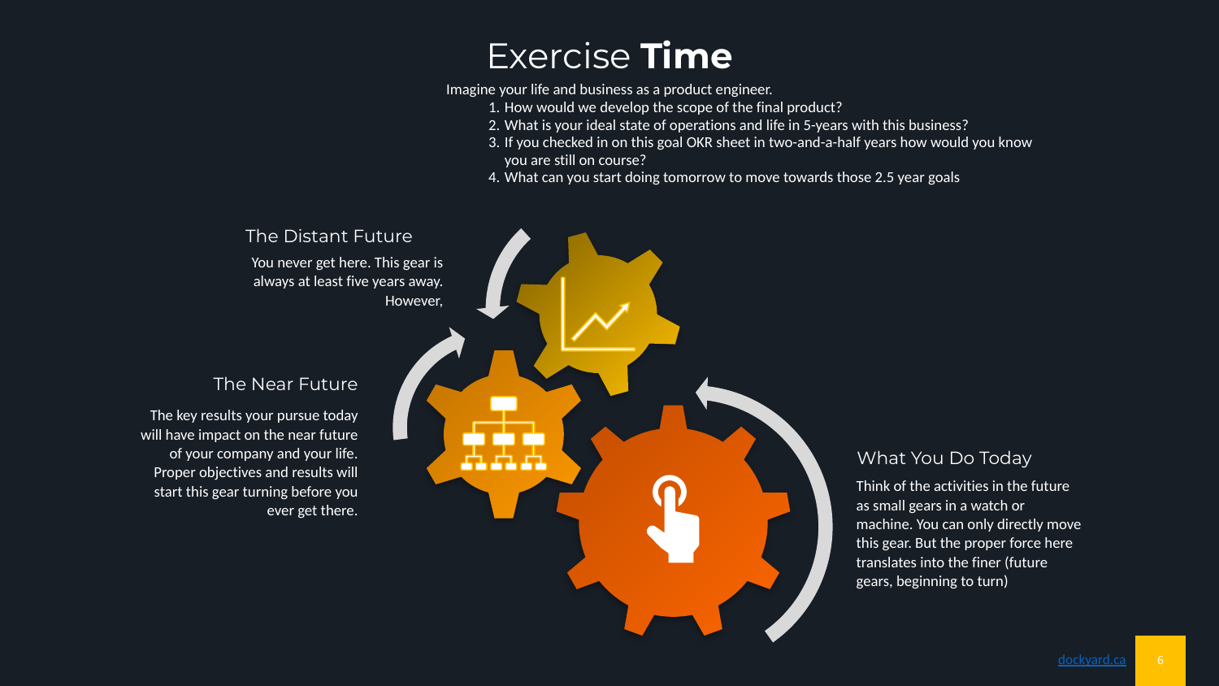# Exercise **Time**

Imagine your life and business as a product engineer.

1. How would we develop the scope of the final product?
2. What is your ideal state of operations and life in 5-years with this business?
3. If you checked in on this goal OKR sheet in two-and-a-half years how would you know you are still on course?
4. What can you start doing tomorrow to move towards those 2.5 year goals

## The Distant Future

You never get here. This gear is always at least five years away. However,

## The Near Future

The key results your pursue today will have impact on the near future of your company and your life. Proper objectives and results will start this gear turning before you ever get there.

## What You Do Today

Think of the activities in the future as small gears in a watch or machine. You can only directly move this gear. But the proper force here translates into the finer (future gears, beginning to turn)

[dockyard.ca](dockyard.ca)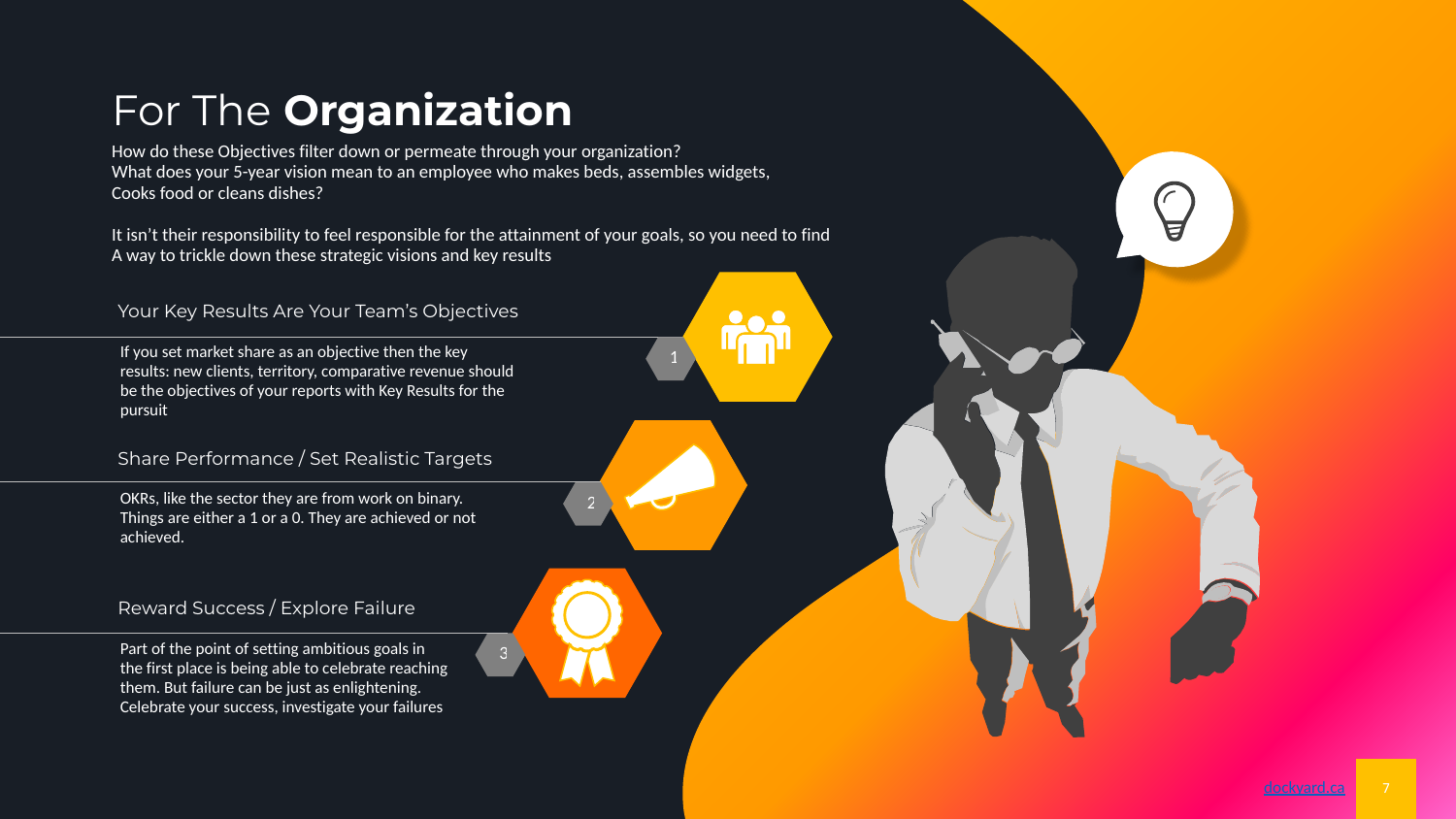# For The **Organization**

How do these Objectives filter down or permeate through your organization?
What does your 5-year vision mean to an employee who makes beds, assembles widgets,
Cooks food or cleans dishes?

It isn't their responsibility to feel responsible for the attainment of your goals, so you need to find
A way to trickle down these strategic visions and key results

## 1. Your Key Results Are Your Team's Objectives

If you set market share as an objective then the key results: new clients, territory, comparative revenue should be the objectives of your reports with Key Results for the pursuit

## 2. Share Performance / Set Realistic Targets

OKRs, like the sector they are from work on binary. Things are either a 1 or a 0. They are achieved or not achieved.

## 3. Reward Success / Explore Failure

Part of the point of setting ambitious goals in the first place is being able to celebrate reaching them. But failure can be just as enlightening. Celebrate your success, investigate your failures

dockyard.ca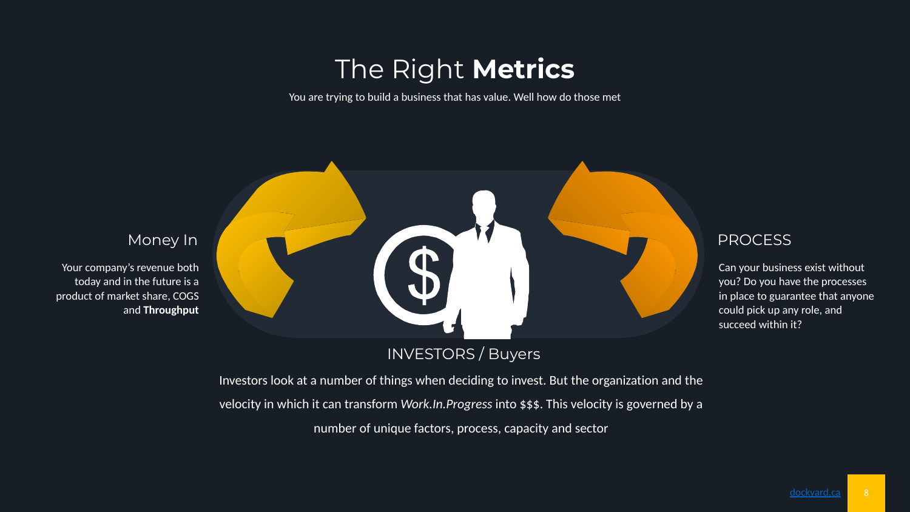# The Right **Metrics**

You are trying to build a business that has value. Well how do those met

## Money In

Your company's revenue both today and in the future is a product of market share, COGS and **Throughput**

## PROCESS

Can your business exist without you? Do you have the processes in place to guarantee that anyone could pick up any role, and succeed within it?

## INVESTORS / Buyers

Investors look at a number of things when deciding to invest. But the organization and the velocity in which it can transform *Work.In.Progress* into $$$. This velocity is governed by a number of unique factors, process, capacity and sector

dockyard.ca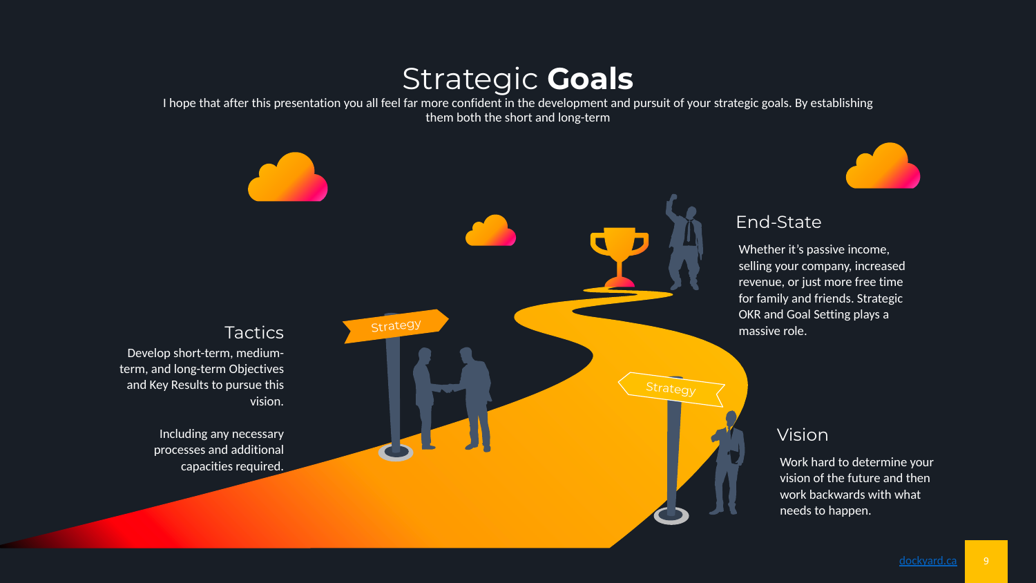# Strategic **Goals**

I hope that after this presentation you all feel far more confident in the development and pursuit of your strategic goals. By establishing them both the short and long-term

## Tactics

Develop short-term, medium-term, and long-term Objectives and Key Results to pursue this vision.

Including any necessary processes and additional capacities required.

## End-State

Whether it's passive income, selling your company, increased revenue, or just more free time for family and friends. Strategic OKR and Goal Setting plays a massive role.

## Vision

Work hard to determine your vision of the future and then work backwards with what needs to happen.

Strategy

Strategy

dockyard.ca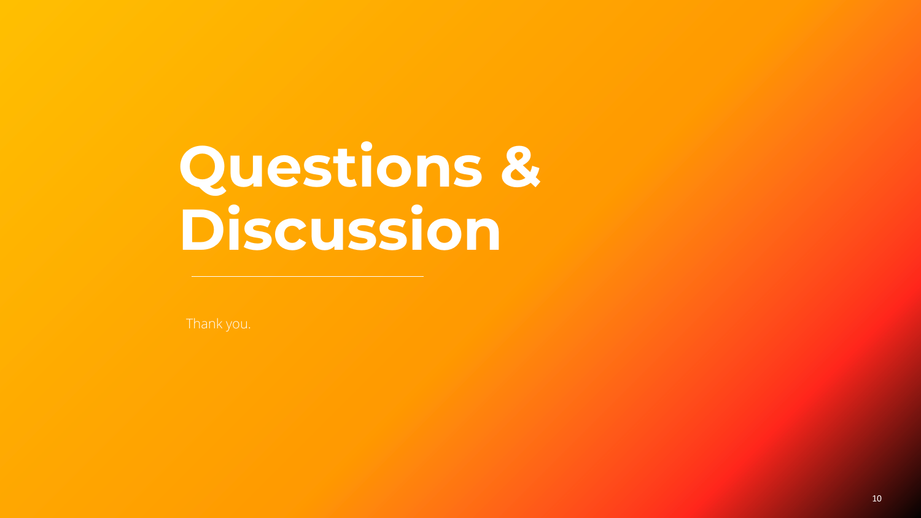# Questions & Discussion

Thank you.